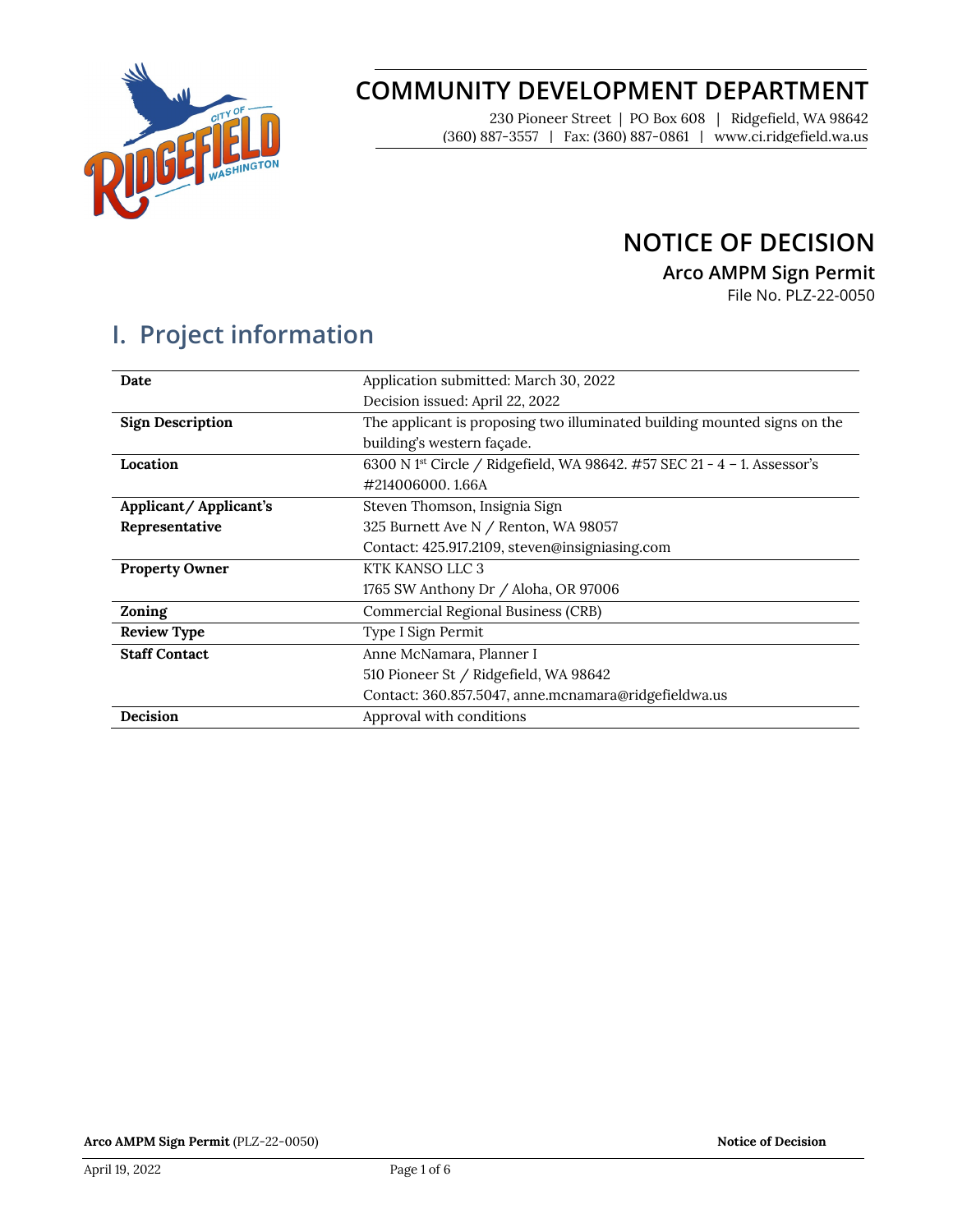# COMMUNITY DEVELOPMENT DEPARTMENT

230 Pioneer Street | PO Box 608 | Ridgefield, WA 98642
(360) 887-3557 | Fax: (360) 887-0861 | www.ci.ridgefield.wa.us

# NOTICE OF DECISION

### Arco AMPM Sign Permit

File No. PLZ-22-0050

## I. Project information

| | |
|---|---|
| **Date** | Application submitted: March 30, 2022<br>Decision issued: April 22, 2022 |
| **Sign Description** | The applicant is proposing two illuminated building mounted signs on the building's western façade. |
| **Location** | 6300 N 1st Circle / Ridgefield, WA 98642. #57 SEC 21 - 4 – 1. Assessor's #214006000. 1.66A |
| **Applicant/ Applicant's Representative** | Steven Thomson, Insignia Sign<br>325 Burnett Ave N / Renton, WA 98057<br>Contact: 425.917.2109, steven@insigniasing.com |
| **Property Owner** | KTK KANSO LLC 3<br>1765 SW Anthony Dr / Aloha, OR 97006 |
| **Zoning** | Commercial Regional Business (CRB) |
| **Review Type** | Type I Sign Permit |
| **Staff Contact** | Anne McNamara, Planner I<br>510 Pioneer St / Ridgefield, WA 98642<br>Contact: 360.857.5047, anne.mcnamara@ridgefieldwa.us |
| **Decision** | Approval with conditions |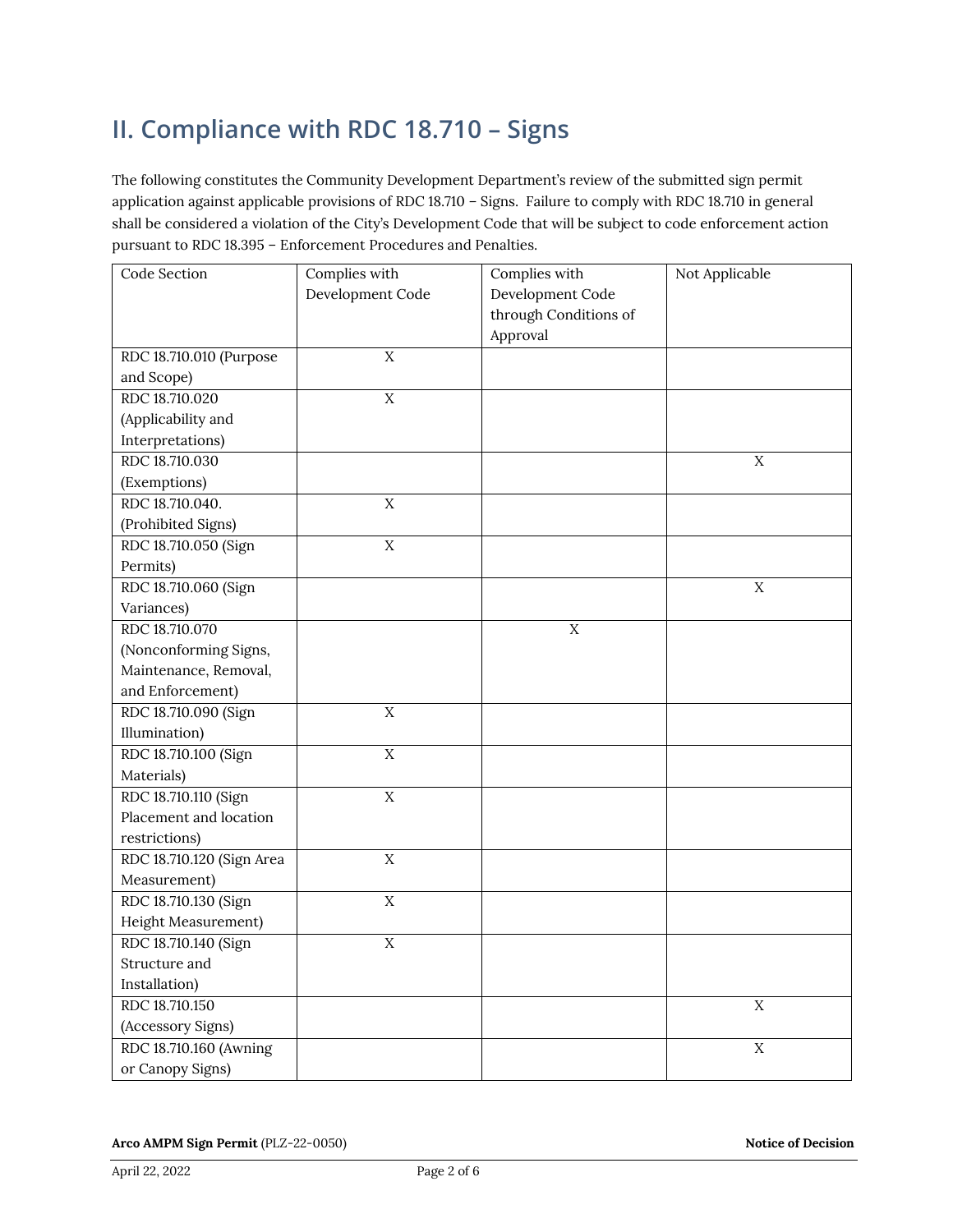## II. Compliance with RDC 18.710 – Signs

The following constitutes the Community Development Department's review of the submitted sign permit application against applicable provisions of RDC 18.710 – Signs. Failure to comply with RDC 18.710 in general shall be considered a violation of the City's Development Code that will be subject to code enforcement action pursuant to RDC 18.395 – Enforcement Procedures and Penalties.

| Code Section | Complies with Development Code | Complies with Development Code through Conditions of Approval | Not Applicable |
|---|---|---|---|
| RDC 18.710.010 (Purpose and Scope) | X | | |
| RDC 18.710.020 (Applicability and Interpretations) | X | | |
| RDC 18.710.030 (Exemptions) | | | X |
| RDC 18.710.040. (Prohibited Signs) | X | | |
| RDC 18.710.050 (Sign Permits) | X | | |
| RDC 18.710.060 (Sign Variances) | | | X |
| RDC 18.710.070 (Nonconforming Signs, Maintenance, Removal, and Enforcement) | | X | |
| RDC 18.710.090 (Sign Illumination) | X | | |
| RDC 18.710.100 (Sign Materials) | X | | |
| RDC 18.710.110 (Sign Placement and location restrictions) | X | | |
| RDC 18.710.120 (Sign Area Measurement) | X | | |
| RDC 18.710.130 (Sign Height Measurement) | X | | |
| RDC 18.710.140 (Sign Structure and Installation) | X | | |
| RDC 18.710.150 (Accessory Signs) | | | X |
| RDC 18.710.160 (Awning or Canopy Signs) | | | X |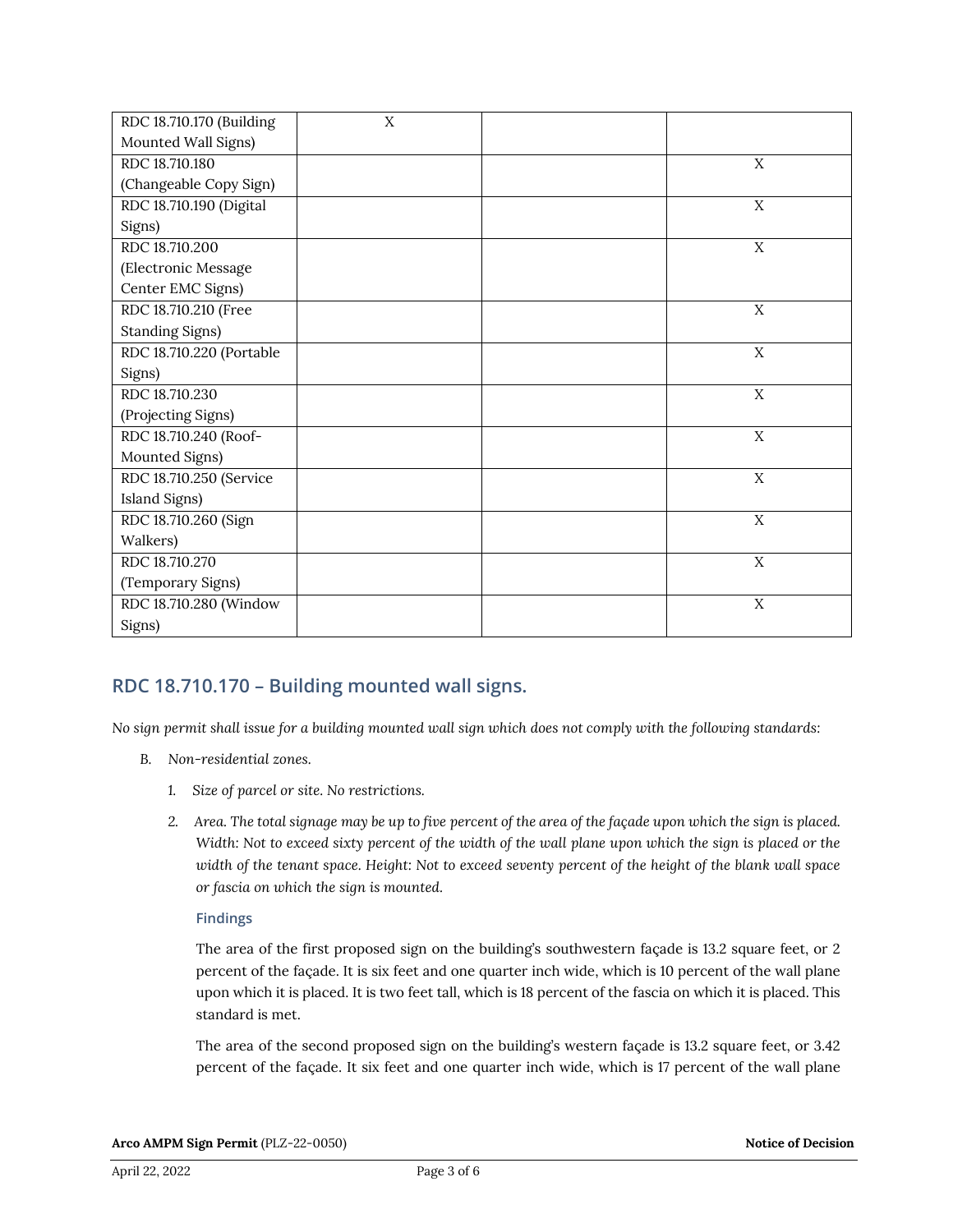| | | | |
|---|---|---|---|
| RDC 18.710.170 (Building Mounted Wall Signs) | X | | |
| RDC 18.710.180 (Changeable Copy Sign) | | | X |
| RDC 18.710.190 (Digital Signs) | | | X |
| RDC 18.710.200 (Electronic Message Center EMC Signs) | | | X |
| RDC 18.710.210 (Free Standing Signs) | | | X |
| RDC 18.710.220 (Portable Signs) | | | X |
| RDC 18.710.230 (Projecting Signs) | | | X |
| RDC 18.710.240 (Roof-Mounted Signs) | | | X |
| RDC 18.710.250 (Service Island Signs) | | | X |
| RDC 18.710.260 (Sign Walkers) | | | X |
| RDC 18.710.270 (Temporary Signs) | | | X |
| RDC 18.710.280 (Window Signs) | | | X |

## RDC 18.710.170 – Building mounted wall signs.

*No sign permit shall issue for a building mounted wall sign which does not comply with the following standards:*

B. *Non-residential zones.*

1. *Size of parcel or site. No restrictions.*

2. *Area. The total signage may be up to five percent of the area of the façade upon which the sign is placed. Width: Not to exceed sixty percent of the width of the wall plane upon which the sign is placed or the width of the tenant space. Height: Not to exceed seventy percent of the height of the blank wall space or fascia on which the sign is mounted.*

#### Findings

The area of the first proposed sign on the building's southwestern façade is 13.2 square feet, or 2 percent of the façade. It is six feet and one quarter inch wide, which is 10 percent of the wall plane upon which it is placed. It is two feet tall, which is 18 percent of the fascia on which it is placed. This standard is met.

The area of the second proposed sign on the building's western façade is 13.2 square feet, or 3.42 percent of the façade. It six feet and one quarter inch wide, which is 17 percent of the wall plane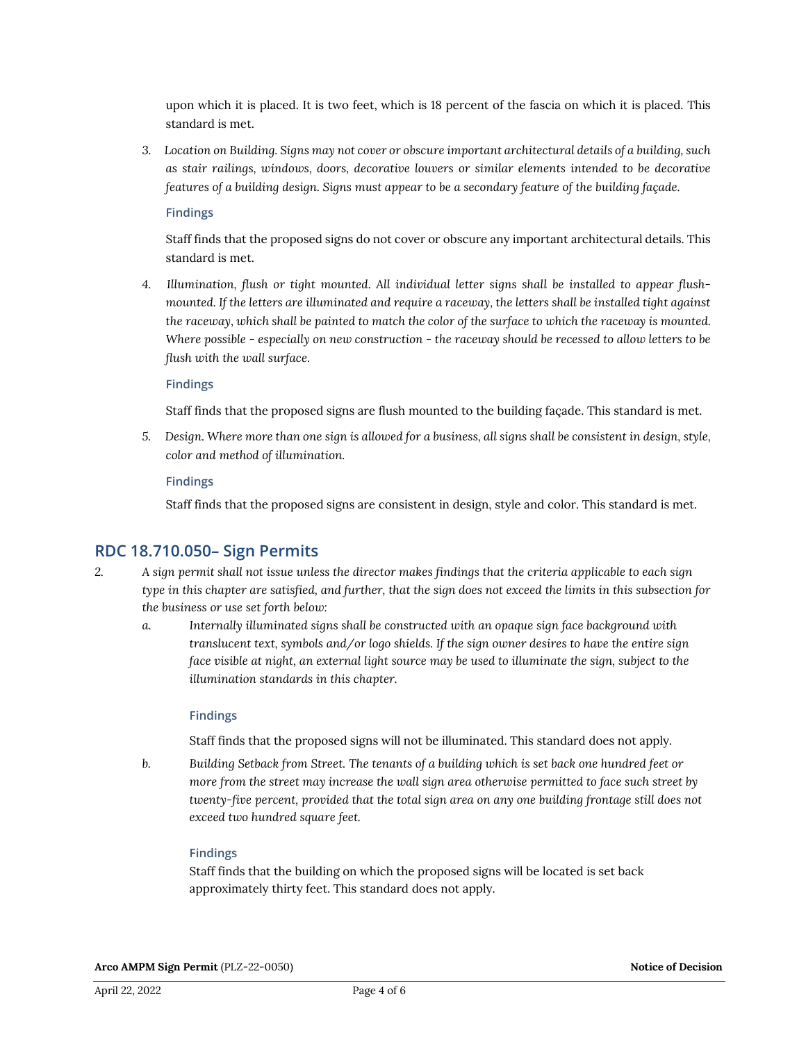upon which it is placed. It is two feet, which is 18 percent of the fascia on which it is placed. This standard is met.

3. *Location on Building. Signs may not cover or obscure important architectural details of a building, such as stair railings, windows, doors, decorative louvers or similar elements intended to be decorative features of a building design. Signs must appear to be a secondary feature of the building façade.*

   **Findings**

   Staff finds that the proposed signs do not cover or obscure any important architectural details. This standard is met.

4. *Illumination, flush or tight mounted. All individual letter signs shall be installed to appear flush-mounted. If the letters are illuminated and require a raceway, the letters shall be installed tight against the raceway, which shall be painted to match the color of the surface to which the raceway is mounted. Where possible - especially on new construction - the raceway should be recessed to allow letters to be flush with the wall surface.*

   **Findings**

   Staff finds that the proposed signs are flush mounted to the building façade. This standard is met.

5. *Design. Where more than one sign is allowed for a business, all signs shall be consistent in design, style, color and method of illumination.*

   **Findings**

   Staff finds that the proposed signs are consistent in design, style and color. This standard is met.

## RDC 18.710.050– Sign Permits

2. *A sign permit shall not issue unless the director makes findings that the criteria applicable to each sign type in this chapter are satisfied, and further, that the sign does not exceed the limits in this subsection for the business or use set forth below:*

   a. *Internally illuminated signs shall be constructed with an opaque sign face background with translucent text, symbols and/or logo shields. If the sign owner desires to have the entire sign face visible at night, an external light source may be used to illuminate the sign, subject to the illumination standards in this chapter.*

      **Findings**

      Staff finds that the proposed signs will not be illuminated. This standard does not apply.

   b. *Building Setback from Street. The tenants of a building which is set back one hundred feet or more from the street may increase the wall sign area otherwise permitted to face such street by twenty-five percent, provided that the total sign area on any one building frontage still does not exceed two hundred square feet.*

      **Findings**

      Staff finds that the building on which the proposed signs will be located is set back approximately thirty feet. This standard does not apply.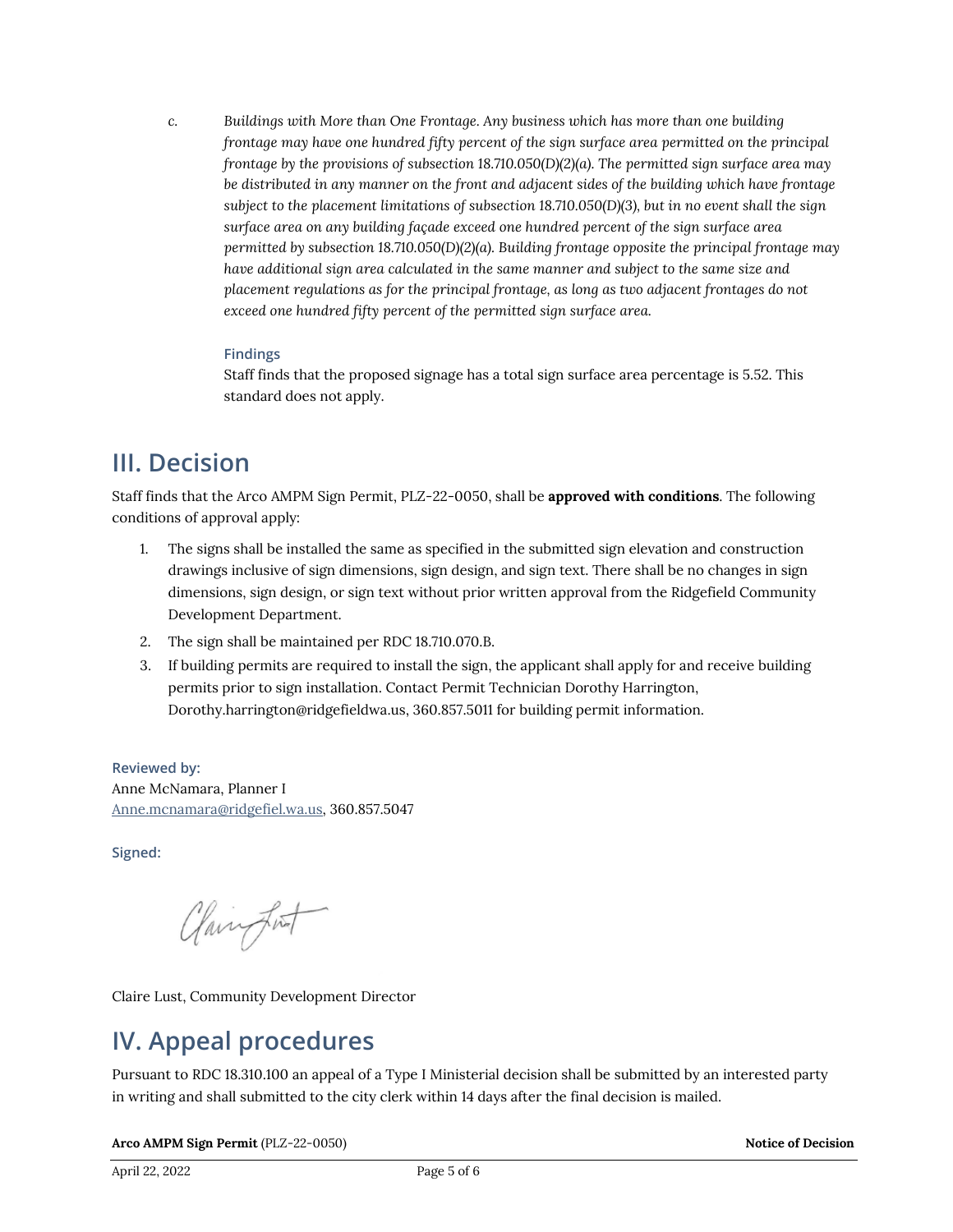c. *Buildings with More than One Frontage. Any business which has more than one building frontage may have one hundred fifty percent of the sign surface area permitted on the principal frontage by the provisions of subsection 18.710.050(D)(2)(a). The permitted sign surface area may be distributed in any manner on the front and adjacent sides of the building which have frontage subject to the placement limitations of subsection 18.710.050(D)(3), but in no event shall the sign surface area on any building façade exceed one hundred percent of the sign surface area permitted by subsection 18.710.050(D)(2)(a). Building frontage opposite the principal frontage may have additional sign area calculated in the same manner and subject to the same size and placement regulations as for the principal frontage, as long as two adjacent frontages do not exceed one hundred fifty percent of the permitted sign surface area.*

**Findings**

Staff finds that the proposed signage has a total sign surface area percentage is 5.52. This standard does not apply.

## III. Decision

Staff finds that the Arco AMPM Sign Permit, PLZ-22-0050, shall be **approved with conditions**. The following conditions of approval apply:

1. The signs shall be installed the same as specified in the submitted sign elevation and construction drawings inclusive of sign dimensions, sign design, and sign text. There shall be no changes in sign dimensions, sign design, or sign text without prior written approval from the Ridgefield Community Development Department.
2. The sign shall be maintained per RDC 18.710.070.B.
3. If building permits are required to install the sign, the applicant shall apply for and receive building permits prior to sign installation. Contact Permit Technician Dorothy Harrington, Dorothy.harrington@ridgefieldwa.us, 360.857.5011 for building permit information.

**Reviewed by:**

Anne McNamara, Planner I

Anne.mcnamara@ridgefiel.wa.us, 360.857.5047

**Signed:**

Claire Lust, Community Development Director

## IV. Appeal procedures

Pursuant to RDC 18.310.100 an appeal of a Type I Ministerial decision shall be submitted by an interested party in writing and shall submitted to the city clerk within 14 days after the final decision is mailed.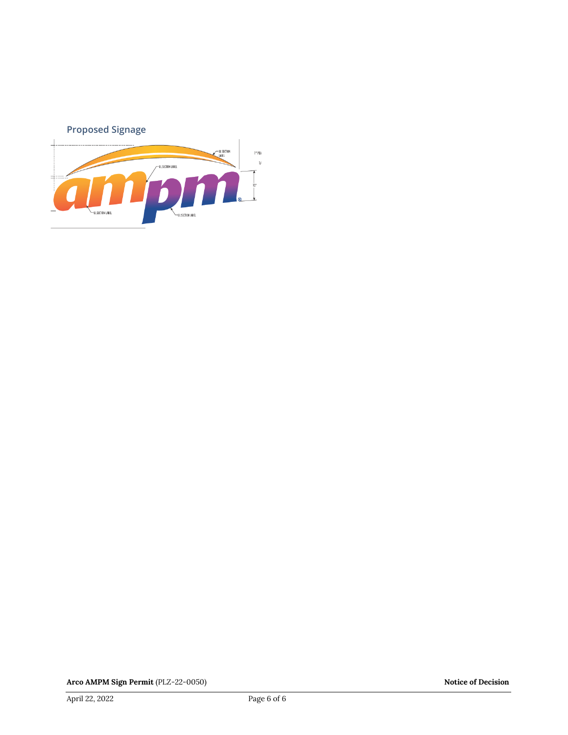## Proposed Signage

UL SECTION LABEL

UL SECTION LABEL

12"

UL SECTION LABEL

UL SECTION LABEL